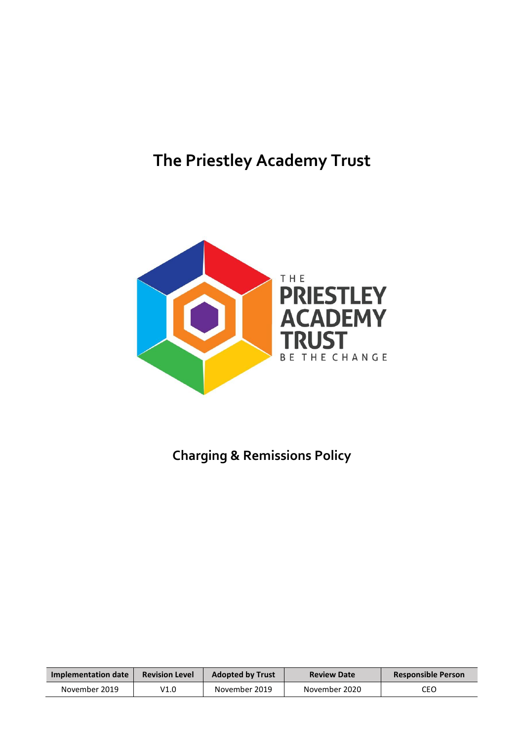# The Priestley Academy Trust

## Charging & Remissions Policy

| Implementation date | Revision Level | Adopted by Trust | Review Date | Responsible Person |
|---|---|---|---|---|
| November 2019 | V1.0 | November 2019 | November 2020 | CEO |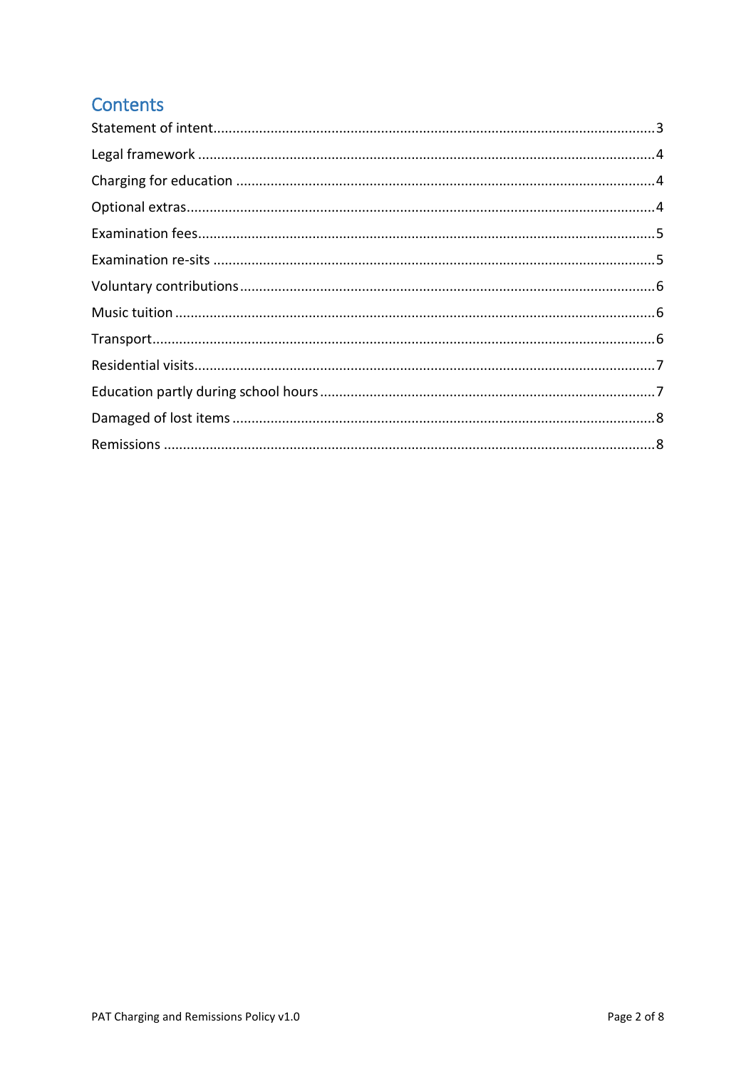## Contents

Statement of intent..........3

Legal framework..........4

Charging for education..........4

Optional extras..........4

Examination fees..........5

Examination re-sits..........5

Voluntary contributions..........6

Music tuition..........6

Transport..........6

Residential visits..........7

Education partly during school hours..........7

Damaged of lost items..........8

Remissions..........8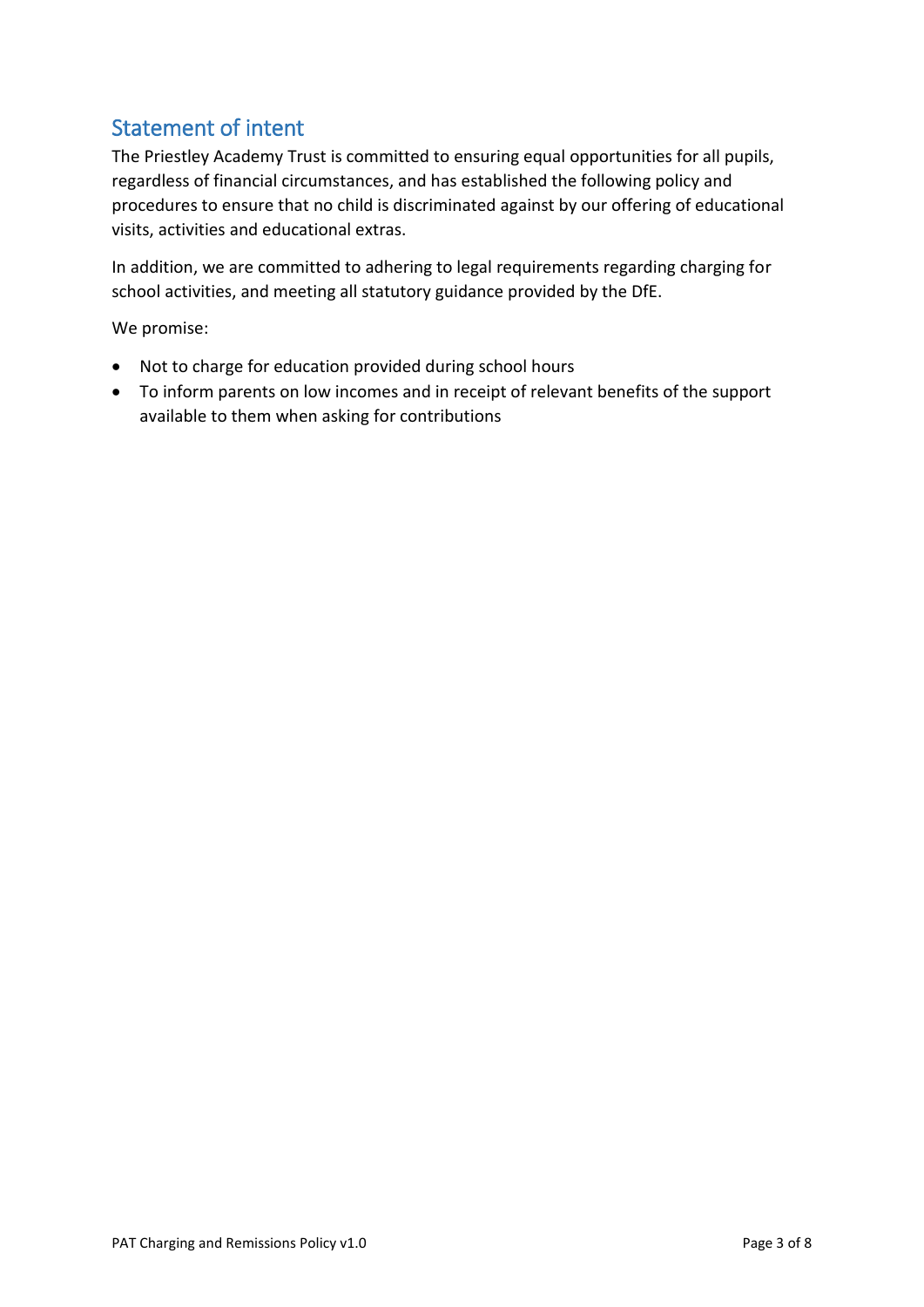## Statement of intent

The Priestley Academy Trust is committed to ensuring equal opportunities for all pupils, regardless of financial circumstances, and has established the following policy and procedures to ensure that no child is discriminated against by our offering of educational visits, activities and educational extras.

In addition, we are committed to adhering to legal requirements regarding charging for school activities, and meeting all statutory guidance provided by the DfE.

We promise:

- Not to charge for education provided during school hours
- To inform parents on low incomes and in receipt of relevant benefits of the support available to them when asking for contributions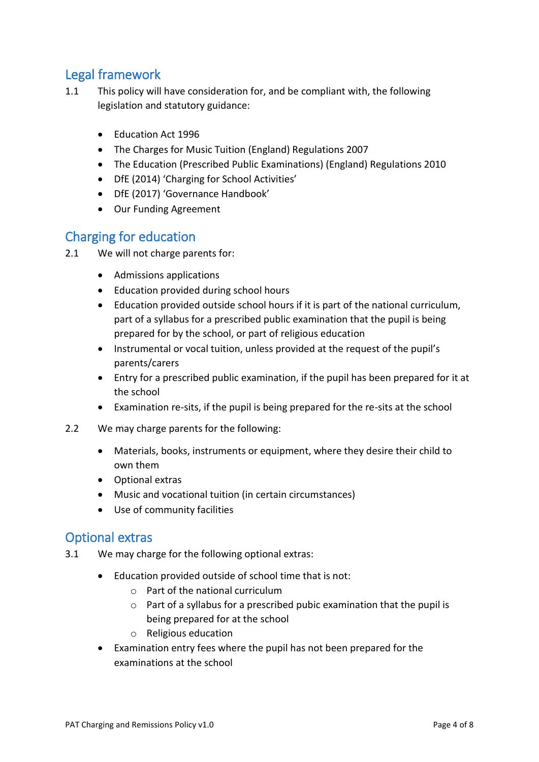## Legal framework

1.1 This policy will have consideration for, and be compliant with, the following legislation and statutory guidance:

- Education Act 1996
- The Charges for Music Tuition (England) Regulations 2007
- The Education (Prescribed Public Examinations) (England) Regulations 2010
- DfE (2014) 'Charging for School Activities'
- DfE (2017) 'Governance Handbook'
- Our Funding Agreement

## Charging for education

2.1 We will not charge parents for:

- Admissions applications
- Education provided during school hours
- Education provided outside school hours if it is part of the national curriculum, part of a syllabus for a prescribed public examination that the pupil is being prepared for by the school, or part of religious education
- Instrumental or vocal tuition, unless provided at the request of the pupil's parents/carers
- Entry for a prescribed public examination, if the pupil has been prepared for it at the school
- Examination re-sits, if the pupil is being prepared for the re-sits at the school

2.2 We may charge parents for the following:

- Materials, books, instruments or equipment, where they desire their child to own them
- Optional extras
- Music and vocational tuition (in certain circumstances)
- Use of community facilities

## Optional extras

3.1 We may charge for the following optional extras:

- Education provided outside of school time that is not:
  - Part of the national curriculum
  - Part of a syllabus for a prescribed pubic examination that the pupil is being prepared for at the school
  - Religious education
- Examination entry fees where the pupil has not been prepared for the examinations at the school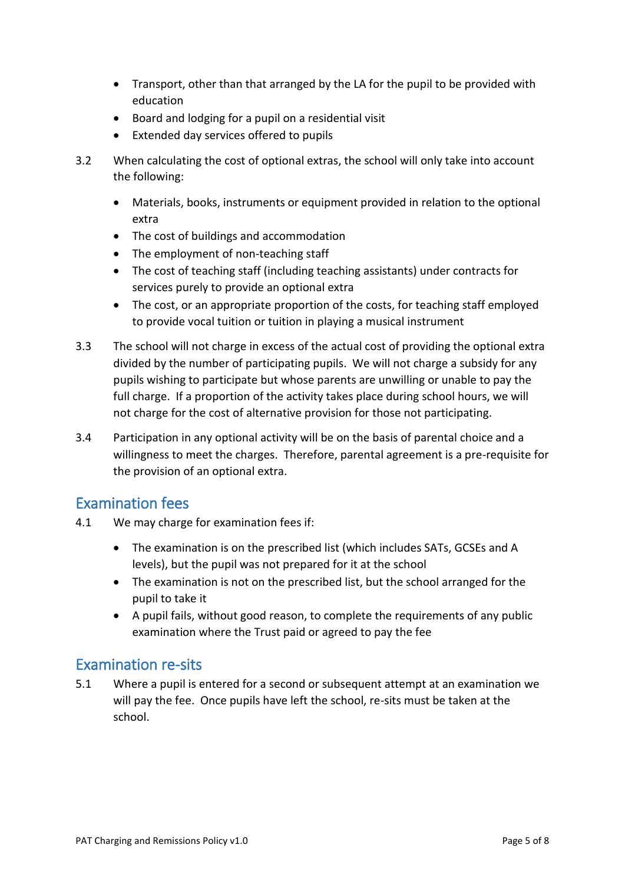- Transport, other than that arranged by the LA for the pupil to be provided with education
- Board and lodging for a pupil on a residential visit
- Extended day services offered to pupils

3.2 When calculating the cost of optional extras, the school will only take into account the following:

- Materials, books, instruments or equipment provided in relation to the optional extra
- The cost of buildings and accommodation
- The employment of non-teaching staff
- The cost of teaching staff (including teaching assistants) under contracts for services purely to provide an optional extra
- The cost, or an appropriate proportion of the costs, for teaching staff employed to provide vocal tuition or tuition in playing a musical instrument

3.3 The school will not charge in excess of the actual cost of providing the optional extra divided by the number of participating pupils. We will not charge a subsidy for any pupils wishing to participate but whose parents are unwilling or unable to pay the full charge. If a proportion of the activity takes place during school hours, we will not charge for the cost of alternative provision for those not participating.

3.4 Participation in any optional activity will be on the basis of parental choice and a willingness to meet the charges. Therefore, parental agreement is a pre-requisite for the provision of an optional extra.

## Examination fees

4.1 We may charge for examination fees if:

- The examination is on the prescribed list (which includes SATs, GCSEs and A levels), but the pupil was not prepared for it at the school
- The examination is not on the prescribed list, but the school arranged for the pupil to take it
- A pupil fails, without good reason, to complete the requirements of any public examination where the Trust paid or agreed to pay the fee

## Examination re-sits

5.1 Where a pupil is entered for a second or subsequent attempt at an examination we will pay the fee. Once pupils have left the school, re-sits must be taken at the school.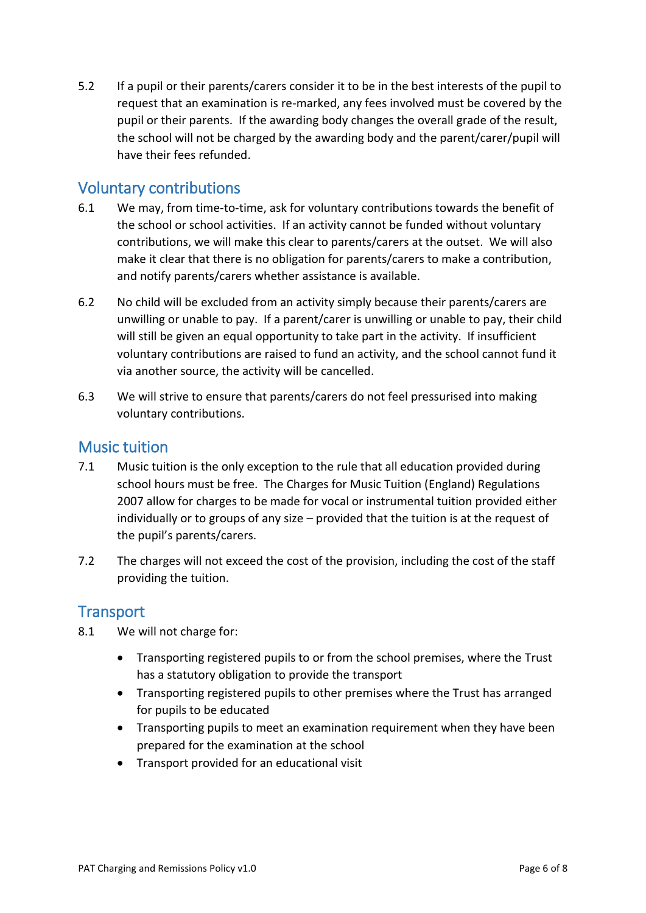5.2 If a pupil or their parents/carers consider it to be in the best interests of the pupil to request that an examination is re-marked, any fees involved must be covered by the pupil or their parents. If the awarding body changes the overall grade of the result, the school will not be charged by the awarding body and the parent/carer/pupil will have their fees refunded.

## Voluntary contributions

6.1 We may, from time-to-time, ask for voluntary contributions towards the benefit of the school or school activities. If an activity cannot be funded without voluntary contributions, we will make this clear to parents/carers at the outset. We will also make it clear that there is no obligation for parents/carers to make a contribution, and notify parents/carers whether assistance is available.

6.2 No child will be excluded from an activity simply because their parents/carers are unwilling or unable to pay. If a parent/carer is unwilling or unable to pay, their child will still be given an equal opportunity to take part in the activity. If insufficient voluntary contributions are raised to fund an activity, and the school cannot fund it via another source, the activity will be cancelled.

6.3 We will strive to ensure that parents/carers do not feel pressurised into making voluntary contributions.

## Music tuition

7.1 Music tuition is the only exception to the rule that all education provided during school hours must be free. The Charges for Music Tuition (England) Regulations 2007 allow for charges to be made for vocal or instrumental tuition provided either individually or to groups of any size – provided that the tuition is at the request of the pupil's parents/carers.

7.2 The charges will not exceed the cost of the provision, including the cost of the staff providing the tuition.

## Transport

8.1 We will not charge for:

- Transporting registered pupils to or from the school premises, where the Trust has a statutory obligation to provide the transport
- Transporting registered pupils to other premises where the Trust has arranged for pupils to be educated
- Transporting pupils to meet an examination requirement when they have been prepared for the examination at the school
- Transport provided for an educational visit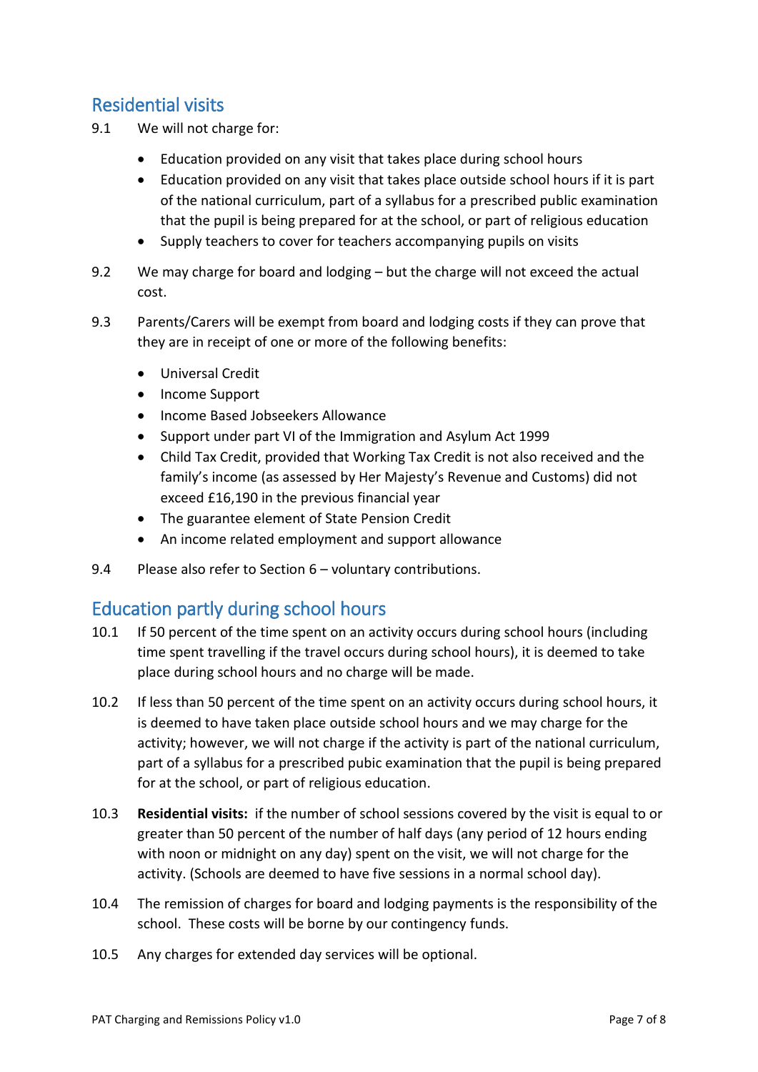## Residential visits

9.1 We will not charge for:

- Education provided on any visit that takes place during school hours
- Education provided on any visit that takes place outside school hours if it is part of the national curriculum, part of a syllabus for a prescribed public examination that the pupil is being prepared for at the school, or part of religious education
- Supply teachers to cover for teachers accompanying pupils on visits

9.2 We may charge for board and lodging – but the charge will not exceed the actual cost.

9.3 Parents/Carers will be exempt from board and lodging costs if they can prove that they are in receipt of one or more of the following benefits:

- Universal Credit
- Income Support
- Income Based Jobseekers Allowance
- Support under part VI of the Immigration and Asylum Act 1999
- Child Tax Credit, provided that Working Tax Credit is not also received and the family's income (as assessed by Her Majesty's Revenue and Customs) did not exceed £16,190 in the previous financial year
- The guarantee element of State Pension Credit
- An income related employment and support allowance

9.4 Please also refer to Section 6 – voluntary contributions.

## Education partly during school hours

10.1 If 50 percent of the time spent on an activity occurs during school hours (including time spent travelling if the travel occurs during school hours), it is deemed to take place during school hours and no charge will be made.

10.2 If less than 50 percent of the time spent on an activity occurs during school hours, it is deemed to have taken place outside school hours and we may charge for the activity; however, we will not charge if the activity is part of the national curriculum, part of a syllabus for a prescribed pubic examination that the pupil is being prepared for at the school, or part of religious education.

10.3 **Residential visits:** if the number of school sessions covered by the visit is equal to or greater than 50 percent of the number of half days (any period of 12 hours ending with noon or midnight on any day) spent on the visit, we will not charge for the activity. (Schools are deemed to have five sessions in a normal school day).

10.4 The remission of charges for board and lodging payments is the responsibility of the school. These costs will be borne by our contingency funds.

10.5 Any charges for extended day services will be optional.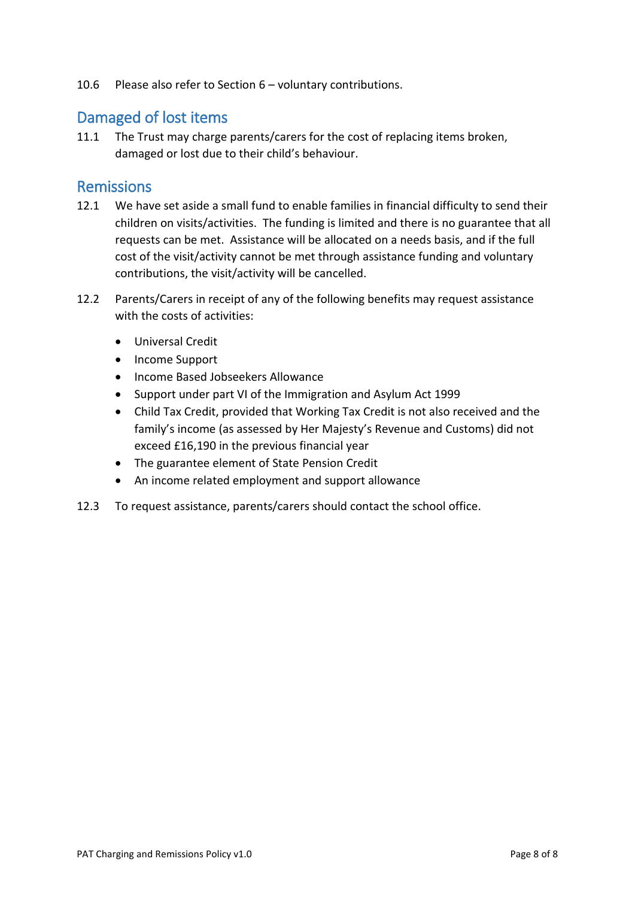10.6 Please also refer to Section 6 – voluntary contributions.

## Damaged of lost items

11.1 The Trust may charge parents/carers for the cost of replacing items broken, damaged or lost due to their child's behaviour.

## Remissions

12.1 We have set aside a small fund to enable families in financial difficulty to send their children on visits/activities. The funding is limited and there is no guarantee that all requests can be met. Assistance will be allocated on a needs basis, and if the full cost of the visit/activity cannot be met through assistance funding and voluntary contributions, the visit/activity will be cancelled.

12.2 Parents/Carers in receipt of any of the following benefits may request assistance with the costs of activities:

- Universal Credit
- Income Support
- Income Based Jobseekers Allowance
- Support under part VI of the Immigration and Asylum Act 1999
- Child Tax Credit, provided that Working Tax Credit is not also received and the family's income (as assessed by Her Majesty's Revenue and Customs) did not exceed £16,190 in the previous financial year
- The guarantee element of State Pension Credit
- An income related employment and support allowance

12.3 To request assistance, parents/carers should contact the school office.